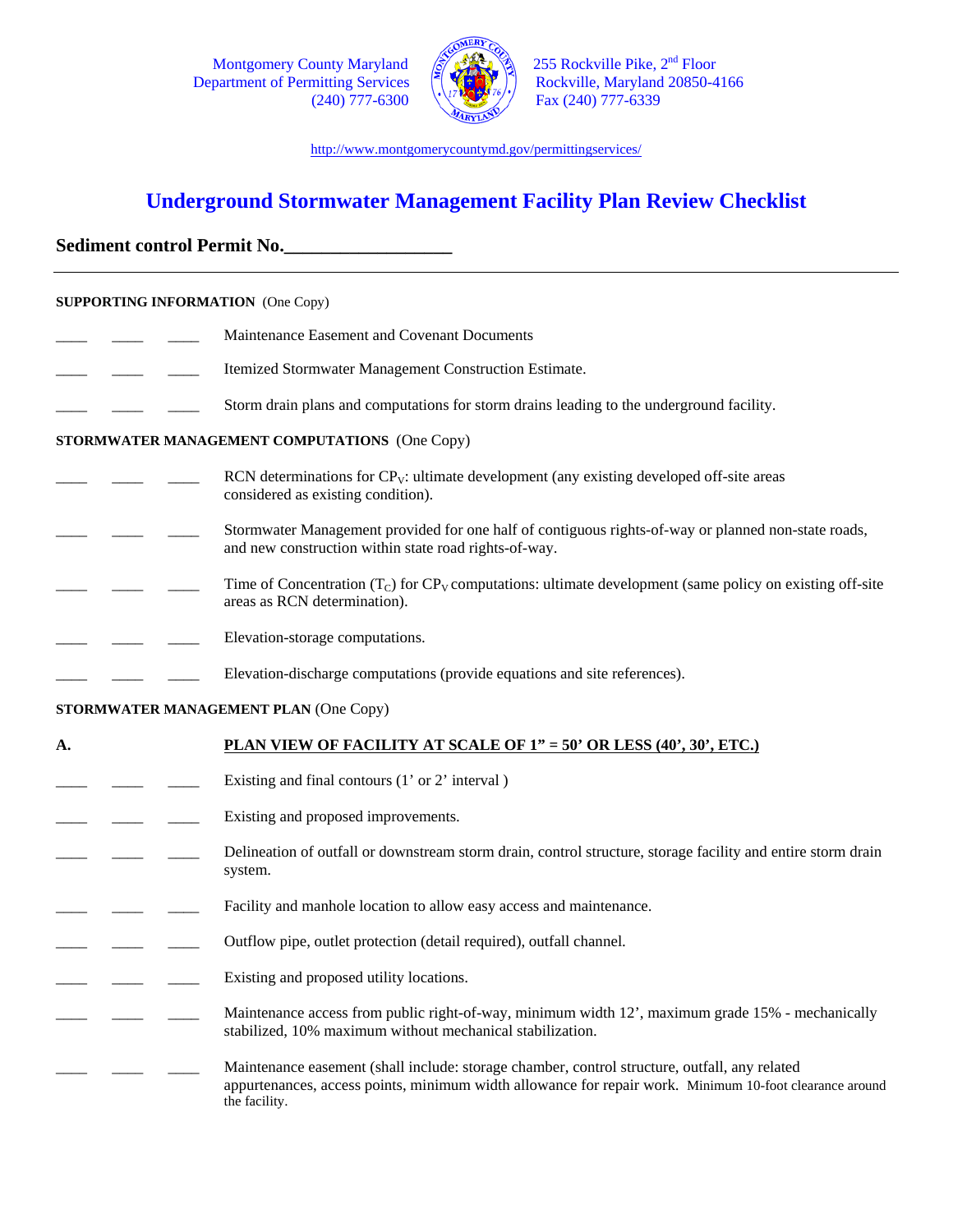Montgomery County Maryland
Department of Permitting Services
(240) 777-6300

255 Rockville Pike, 2nd Floor
Rockville, Maryland 20850-4166
Fax (240) 777-6339

http://www.montgomerycountymd.gov/permittingservices/

# Underground Stormwater Management Facility Plan Review Checklist

**Sediment control Permit No.\_\_\_\_\_\_\_\_\_\_\_\_\_\_\_\_\_\_**

---

**SUPPORTING INFORMATION** (One Copy)

\_\_\_\_ \_\_\_\_ \_\_\_\_ Maintenance Easement and Covenant Documents

\_\_\_\_ \_\_\_\_ \_\_\_\_ Itemized Stormwater Management Construction Estimate.

\_\_\_\_ \_\_\_\_ \_\_\_\_ Storm drain plans and computations for storm drains leading to the underground facility.

**STORMWATER MANAGEMENT COMPUTATIONS** (One Copy)

\_\_\_\_ \_\_\_\_ \_\_\_\_ RCN determinations for $CP_V$: ultimate development (any existing developed off-site areas considered as existing condition).

\_\_\_\_ \_\_\_\_ \_\_\_\_ Stormwater Management provided for one half of contiguous rights-of-way or planned non-state roads, and new construction within state road rights-of-way.

\_\_\_\_ \_\_\_\_ \_\_\_\_ Time of Concentration ($T_C$) for $CP_V$ computations: ultimate development (same policy on existing off-site areas as RCN determination).

\_\_\_\_ \_\_\_\_ \_\_\_\_ Elevation-storage computations.

\_\_\_\_ \_\_\_\_ \_\_\_\_ Elevation-discharge computations (provide equations and site references).

**STORMWATER MANAGEMENT PLAN** (One Copy)

**A.** **PLAN VIEW OF FACILITY AT SCALE OF 1" = 50' OR LESS (40', 30', ETC.)**

\_\_\_\_ \_\_\_\_ \_\_\_\_ Existing and final contours (1' or 2' interval )

\_\_\_\_ \_\_\_\_ \_\_\_\_ Existing and proposed improvements.

\_\_\_\_ \_\_\_\_ \_\_\_\_ Delineation of outfall or downstream storm drain, control structure, storage facility and entire storm drain system.

\_\_\_\_ \_\_\_\_ \_\_\_\_ Facility and manhole location to allow easy access and maintenance.

\_\_\_\_ \_\_\_\_ \_\_\_\_ Outflow pipe, outlet protection (detail required), outfall channel.

\_\_\_\_ \_\_\_\_ \_\_\_\_ Existing and proposed utility locations.

\_\_\_\_ \_\_\_\_ \_\_\_\_ Maintenance access from public right-of-way, minimum width 12', maximum grade 15% - mechanically stabilized, 10% maximum without mechanical stabilization.

\_\_\_\_ \_\_\_\_ \_\_\_\_ Maintenance easement (shall include: storage chamber, control structure, outfall, any related appurtenances, access points, minimum width allowance for repair work. Minimum 10-foot clearance around the facility.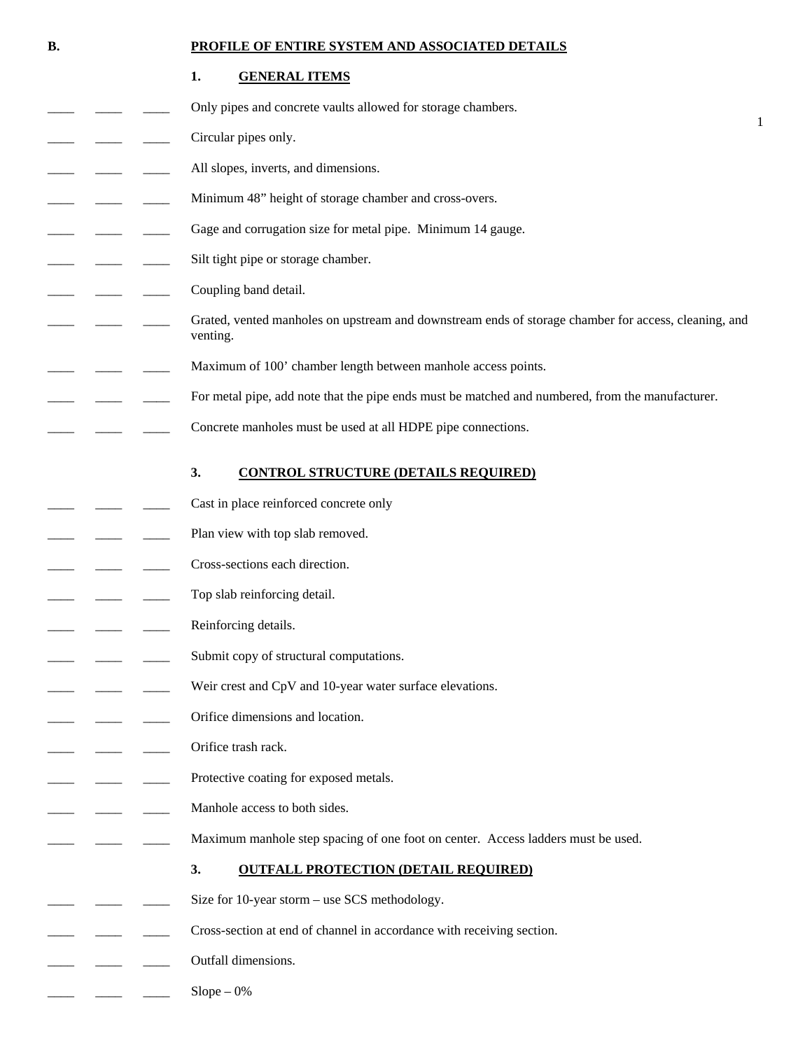**B.** **PROFILE OF ENTIRE SYSTEM AND ASSOCIATED DETAILS**

**1. GENERAL ITEMS**

____ ____ ____ Only pipes and concrete vaults allowed for storage chambers.

____ ____ ____ Circular pipes only.

____ ____ ____ All slopes, inverts, and dimensions.

____ ____ ____ Minimum 48” height of storage chamber and cross-overs.

____ ____ ____ Gage and corrugation size for metal pipe. Minimum 14 gauge.

____ ____ ____ Silt tight pipe or storage chamber.

____ ____ ____ Coupling band detail.

____ ____ ____ Grated, vented manholes on upstream and downstream ends of storage chamber for access, cleaning, and venting.

____ ____ ____ Maximum of 100’ chamber length between manhole access points.

____ ____ ____ For metal pipe, add note that the pipe ends must be matched and numbered, from the manufacturer.

____ ____ ____ Concrete manholes must be used at all HDPE pipe connections.

**3. CONTROL STRUCTURE (DETAILS REQUIRED)**

____ ____ ____ Cast in place reinforced concrete only

____ ____ ____ Plan view with top slab removed.

____ ____ ____ Cross-sections each direction.

____ ____ ____ Top slab reinforcing detail.

____ ____ ____ Reinforcing details.

____ ____ ____ Submit copy of structural computations.

____ ____ ____ Weir crest and CpV and 10-year water surface elevations.

____ ____ ____ Orifice dimensions and location.

____ ____ ____ Orifice trash rack.

____ ____ ____ Protective coating for exposed metals.

____ ____ ____ Manhole access to both sides.

____ ____ ____ Maximum manhole step spacing of one foot on center. Access ladders must be used.

**3. OUTFALL PROTECTION (DETAIL REQUIRED)**

____ ____ ____ Size for 10-year storm – use SCS methodology.

____ ____ ____ Cross-section at end of channel in accordance with receiving section.

____ ____ ____ Outfall dimensions.

____ ____ ____ Slope – 0%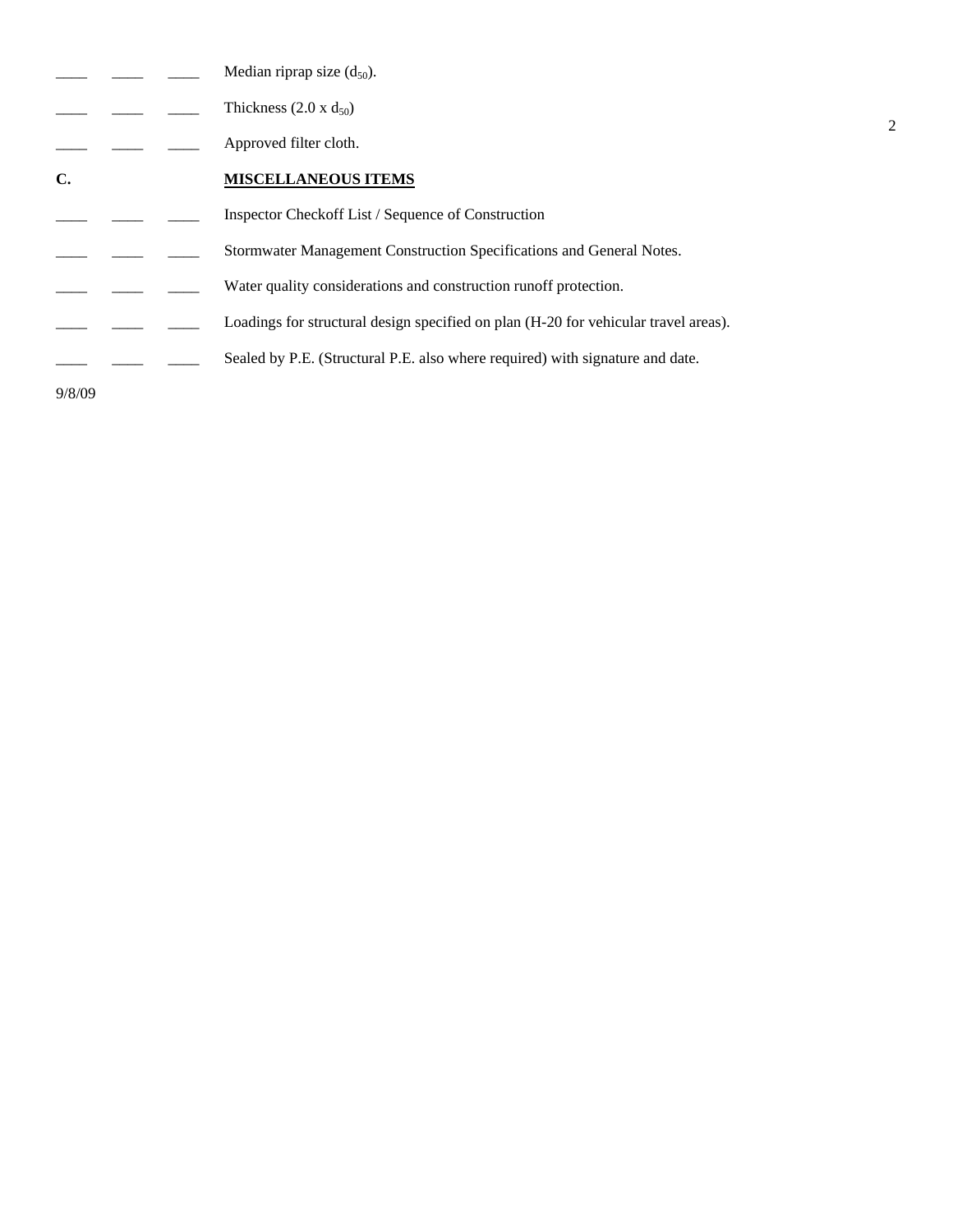\_\_\_\_ \_\_\_\_ \_\_\_\_ Median riprap size ($d_{50}$).

\_\_\_\_ \_\_\_\_ \_\_\_\_ Thickness (2.0 x $d_{50}$)

\_\_\_\_ \_\_\_\_ \_\_\_\_ Approved filter cloth.

**C.** **MISCELLANEOUS ITEMS**

\_\_\_\_ \_\_\_\_ \_\_\_\_ Inspector Checkoff List / Sequence of Construction

\_\_\_\_ \_\_\_\_ \_\_\_\_ Stormwater Management Construction Specifications and General Notes.

\_\_\_\_ \_\_\_\_ \_\_\_\_ Water quality considerations and construction runoff protection.

\_\_\_\_ \_\_\_\_ \_\_\_\_ Loadings for structural design specified on plan (H-20 for vehicular travel areas).

\_\_\_\_ \_\_\_\_ \_\_\_\_ Sealed by P.E. (Structural P.E. also where required) with signature and date.

9/8/09